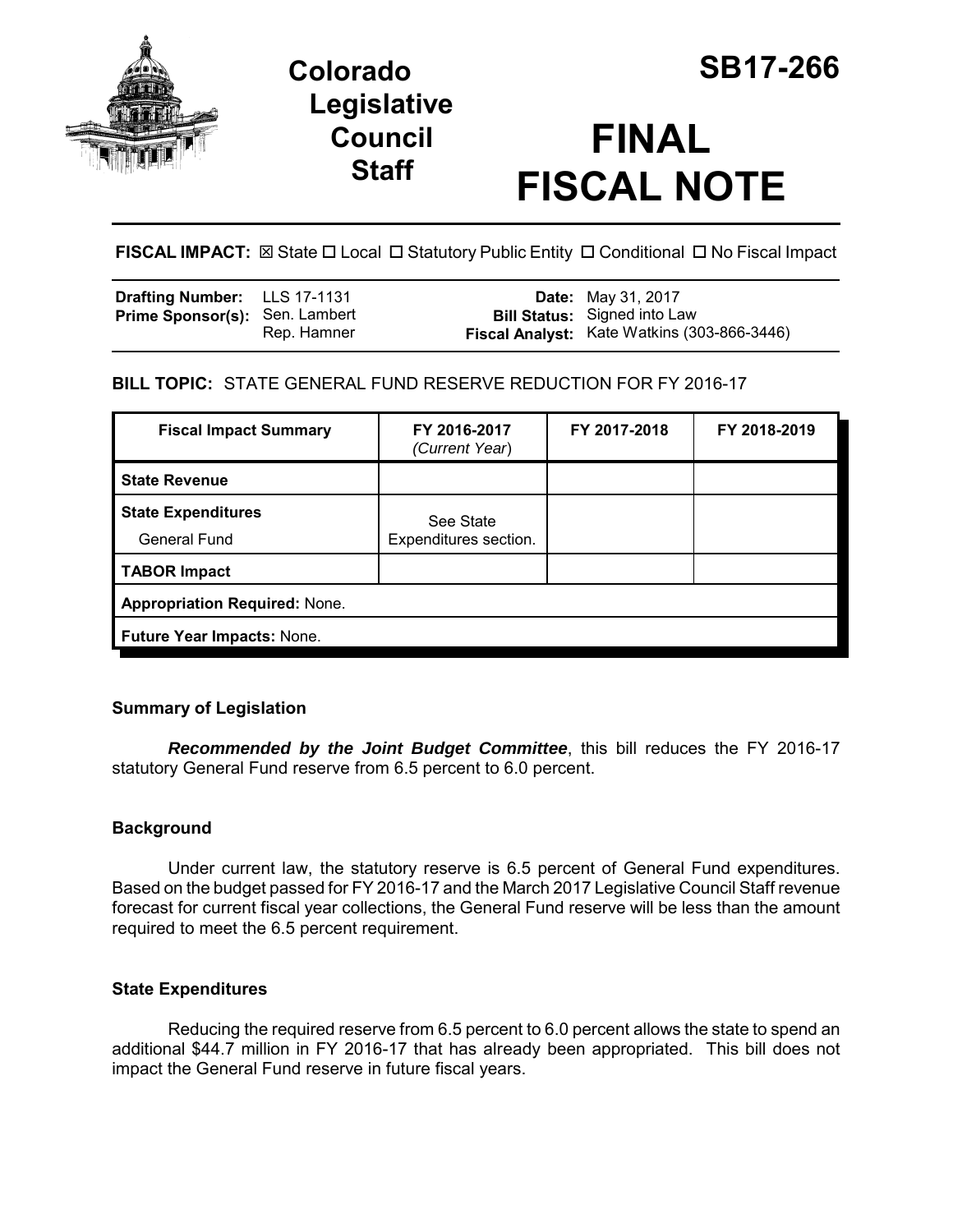# Colorado Legislative Council Staff

# SB17-266

# FINAL FISCAL NOTE

**FISCAL IMPACT:** ☒ State ☐ Local ☐ Statutory Public Entity ☐ Conditional ☐ No Fiscal Impact

| | | | |
|---|---|---|---|
| **Drafting Number:** | LLS 17-1131 | **Date:** | May 31, 2017 |
| **Prime Sponsor(s):** | Sen. Lambert<br>Rep. Hamner | **Bill Status:** | Signed into Law |
| | | **Fiscal Analyst:** | Kate Watkins (303-866-3446) |

**BILL TOPIC:** STATE GENERAL FUND RESERVE REDUCTION FOR FY 2016-17

| Fiscal Impact Summary | FY 2016-2017 *(Current Year)* | FY 2017-2018 | FY 2018-2019 |
|---|---|---|---|
| **State Revenue** | | | |
| **State Expenditures**<br>General Fund | See State Expenditures section. | | |
| **TABOR Impact** | | | |
| **Appropriation Required:** None. | | | |
| **Future Year Impacts:** None. | | | |

### Summary of Legislation

***Recommended by the Joint Budget Committee***, this bill reduces the FY 2016-17 statutory General Fund reserve from 6.5 percent to 6.0 percent.

### Background

Under current law, the statutory reserve is 6.5 percent of General Fund expenditures. Based on the budget passed for FY 2016-17 and the March 2017 Legislative Council Staff revenue forecast for current fiscal year collections, the General Fund reserve will be less than the amount required to meet the 6.5 percent requirement.

### State Expenditures

Reducing the required reserve from 6.5 percent to 6.0 percent allows the state to spend an additional $44.7 million in FY 2016-17 that has already been appropriated. This bill does not impact the General Fund reserve in future fiscal years.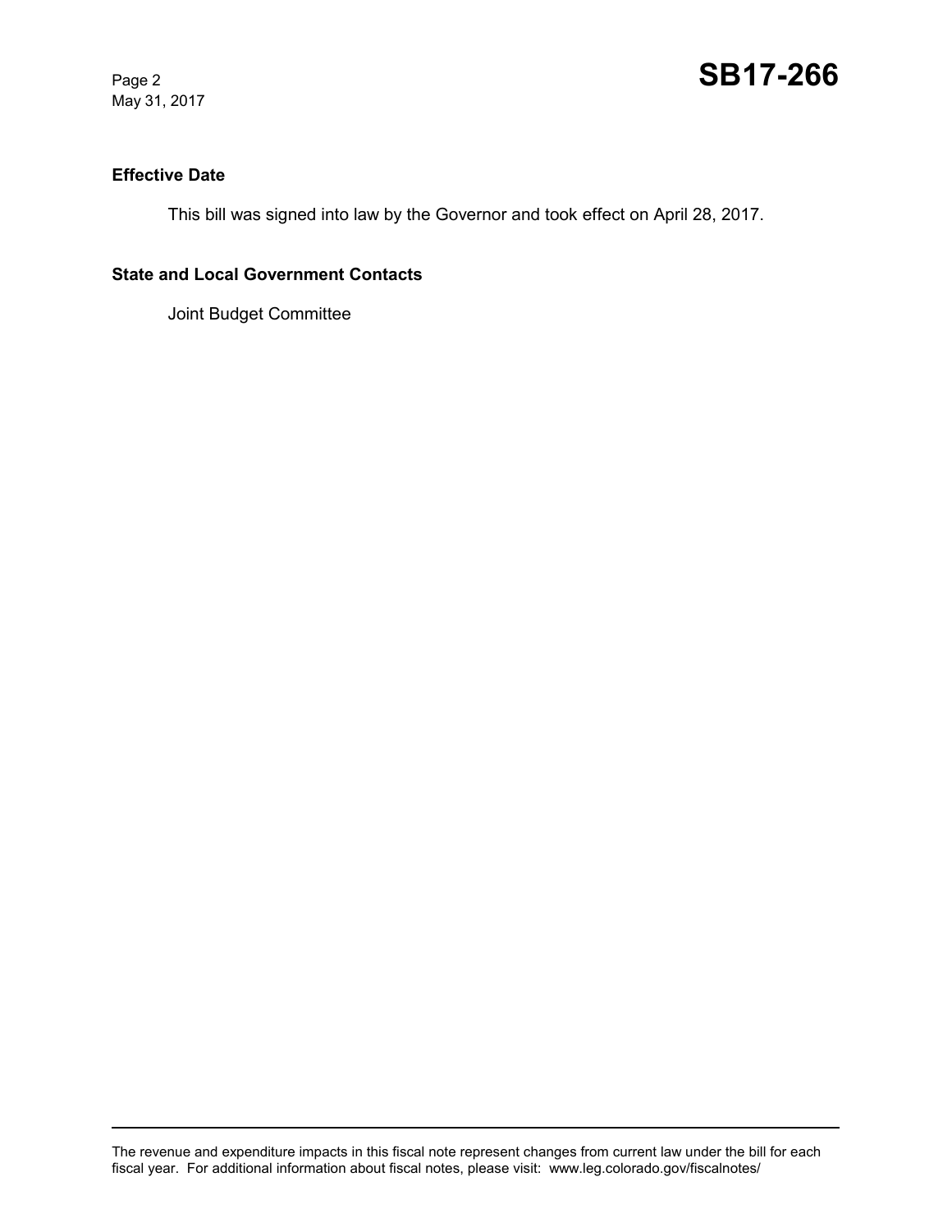## Effective Date

This bill was signed into law by the Governor and took effect on April 28, 2017.

## State and Local Government Contacts

Joint Budget Committee

The revenue and expenditure impacts in this fiscal note represent changes from current law under the bill for each fiscal year. For additional information about fiscal notes, please visit: www.leg.colorado.gov/fiscalnotes/